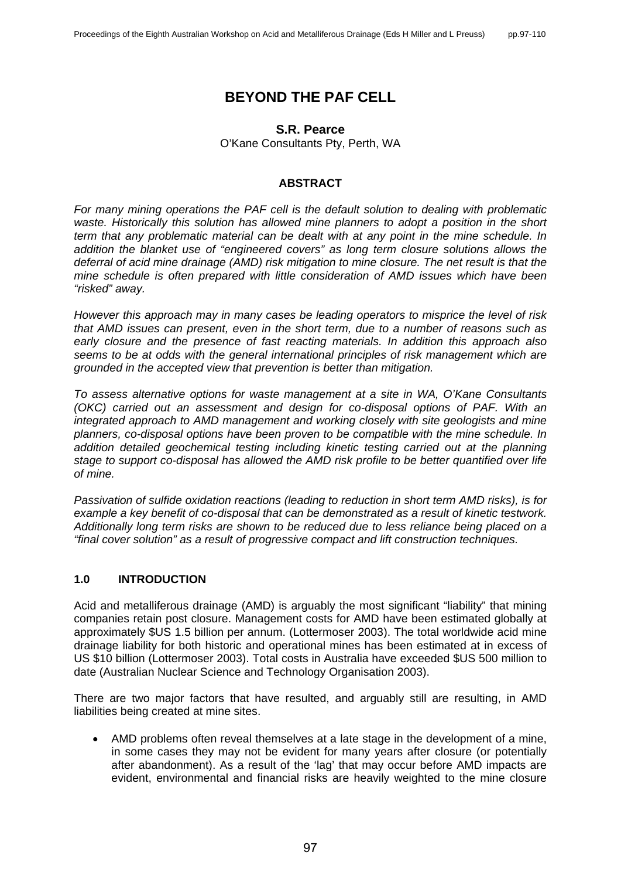# BEYOND THE PAF CELL

**S.R. Pearce**

O'Kane Consultants Pty, Perth, WA

## ABSTRACT

*For many mining operations the PAF cell is the default solution to dealing with problematic waste. Historically this solution has allowed mine planners to adopt a position in the short term that any problematic material can be dealt with at any point in the mine schedule. In addition the blanket use of "engineered covers" as long term closure solutions allows the deferral of acid mine drainage (AMD) risk mitigation to mine closure. The net result is that the mine schedule is often prepared with little consideration of AMD issues which have been "risked" away.*

*However this approach may in many cases be leading operators to misprice the level of risk that AMD issues can present, even in the short term, due to a number of reasons such as early closure and the presence of fast reacting materials. In addition this approach also seems to be at odds with the general international principles of risk management which are grounded in the accepted view that prevention is better than mitigation.*

*To assess alternative options for waste management at a site in WA, O'Kane Consultants (OKC) carried out an assessment and design for co-disposal options of PAF. With an integrated approach to AMD management and working closely with site geologists and mine planners, co-disposal options have been proven to be compatible with the mine schedule. In addition detailed geochemical testing including kinetic testing carried out at the planning stage to support co-disposal has allowed the AMD risk profile to be better quantified over life of mine.*

*Passivation of sulfide oxidation reactions (leading to reduction in short term AMD risks), is for example a key benefit of co-disposal that can be demonstrated as a result of kinetic testwork. Additionally long term risks are shown to be reduced due to less reliance being placed on a "final cover solution" as a result of progressive compact and lift construction techniques.*

## 1.0 INTRODUCTION

Acid and metalliferous drainage (AMD) is arguably the most significant "liability" that mining companies retain post closure. Management costs for AMD have been estimated globally at approximately $US 1.5 billion per annum. (Lottermoser 2003). The total worldwide acid mine drainage liability for both historic and operational mines has been estimated at in excess of US $10 billion (Lottermoser 2003). Total costs in Australia have exceeded $US 500 million to date (Australian Nuclear Science and Technology Organisation 2003).

There are two major factors that have resulted, and arguably still are resulting, in AMD liabilities being created at mine sites.

- AMD problems often reveal themselves at a late stage in the development of a mine, in some cases they may not be evident for many years after closure (or potentially after abandonment). As a result of the 'lag' that may occur before AMD impacts are evident, environmental and financial risks are heavily weighted to the mine closure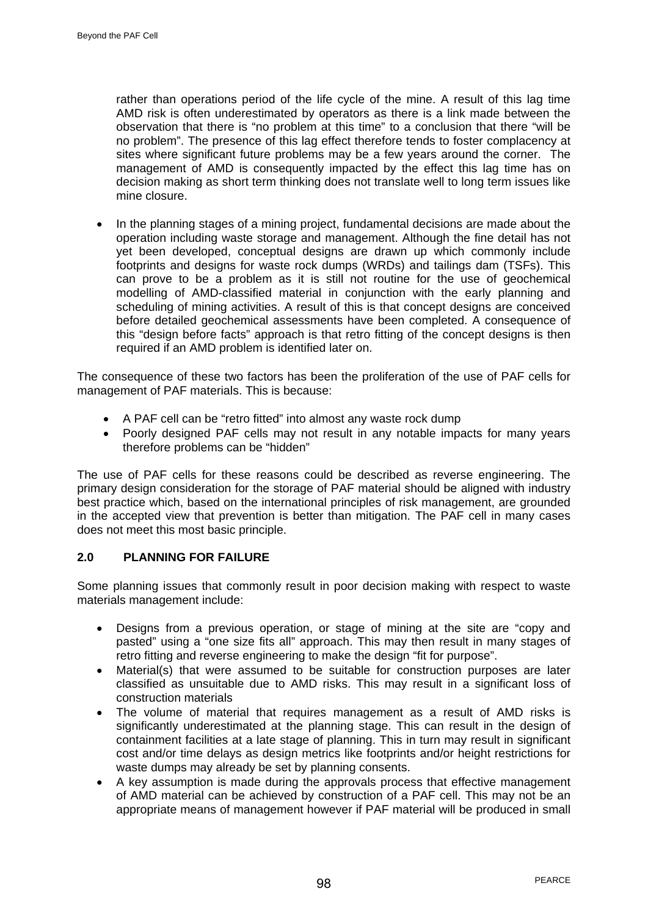rather than operations period of the life cycle of the mine. A result of this lag time AMD risk is often underestimated by operators as there is a link made between the observation that there is "no problem at this time" to a conclusion that there "will be no problem". The presence of this lag effect therefore tends to foster complacency at sites where significant future problems may be a few years around the corner. The management of AMD is consequently impacted by the effect this lag time has on decision making as short term thinking does not translate well to long term issues like mine closure.

- In the planning stages of a mining project, fundamental decisions are made about the operation including waste storage and management. Although the fine detail has not yet been developed, conceptual designs are drawn up which commonly include footprints and designs for waste rock dumps (WRDs) and tailings dam (TSFs). This can prove to be a problem as it is still not routine for the use of geochemical modelling of AMD-classified material in conjunction with the early planning and scheduling of mining activities. A result of this is that concept designs are conceived before detailed geochemical assessments have been completed. A consequence of this "design before facts" approach is that retro fitting of the concept designs is then required if an AMD problem is identified later on.

The consequence of these two factors has been the proliferation of the use of PAF cells for management of PAF materials. This is because:

- A PAF cell can be "retro fitted" into almost any waste rock dump
- Poorly designed PAF cells may not result in any notable impacts for many years therefore problems can be "hidden"

The use of PAF cells for these reasons could be described as reverse engineering. The primary design consideration for the storage of PAF material should be aligned with industry best practice which, based on the international principles of risk management, are grounded in the accepted view that prevention is better than mitigation. The PAF cell in many cases does not meet this most basic principle.

## 2.0 PLANNING FOR FAILURE

Some planning issues that commonly result in poor decision making with respect to waste materials management include:

- Designs from a previous operation, or stage of mining at the site are "copy and pasted" using a "one size fits all" approach. This may then result in many stages of retro fitting and reverse engineering to make the design "fit for purpose".
- Material(s) that were assumed to be suitable for construction purposes are later classified as unsuitable due to AMD risks. This may result in a significant loss of construction materials
- The volume of material that requires management as a result of AMD risks is significantly underestimated at the planning stage. This can result in the design of containment facilities at a late stage of planning. This in turn may result in significant cost and/or time delays as design metrics like footprints and/or height restrictions for waste dumps may already be set by planning consents.
- A key assumption is made during the approvals process that effective management of AMD material can be achieved by construction of a PAF cell. This may not be an appropriate means of management however if PAF material will be produced in small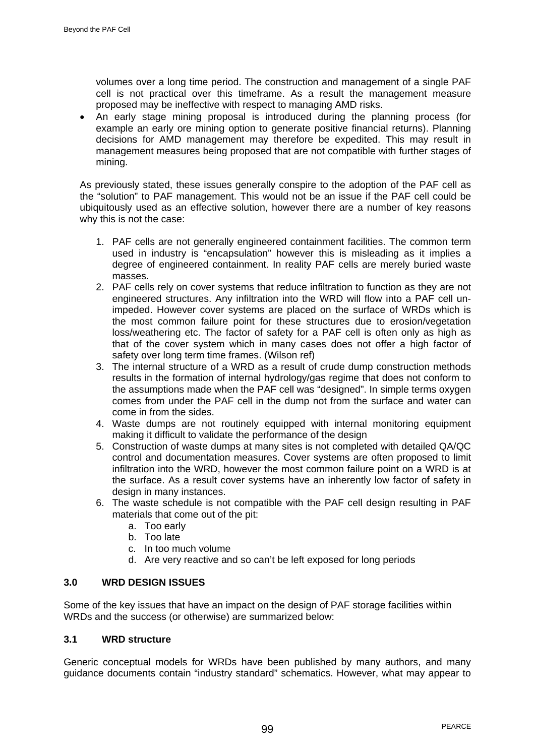volumes over a long time period. The construction and management of a single PAF cell is not practical over this timeframe. As a result the management measure proposed may be ineffective with respect to managing AMD risks.

- An early stage mining proposal is introduced during the planning process (for example an early ore mining option to generate positive financial returns). Planning decisions for AMD management may therefore be expedited. This may result in management measures being proposed that are not compatible with further stages of mining.

As previously stated, these issues generally conspire to the adoption of the PAF cell as the "solution" to PAF management. This would not be an issue if the PAF cell could be ubiquitously used as an effective solution, however there are a number of key reasons why this is not the case:

1. PAF cells are not generally engineered containment facilities. The common term used in industry is "encapsulation" however this is misleading as it implies a degree of engineered containment. In reality PAF cells are merely buried waste masses.
2. PAF cells rely on cover systems that reduce infiltration to function as they are not engineered structures. Any infiltration into the WRD will flow into a PAF cell un-impeded. However cover systems are placed on the surface of WRDs which is the most common failure point for these structures due to erosion/vegetation loss/weathering etc. The factor of safety for a PAF cell is often only as high as that of the cover system which in many cases does not offer a high factor of safety over long term time frames. (Wilson ref)
3. The internal structure of a WRD as a result of crude dump construction methods results in the formation of internal hydrology/gas regime that does not conform to the assumptions made when the PAF cell was "designed". In simple terms oxygen comes from under the PAF cell in the dump not from the surface and water can come in from the sides.
4. Waste dumps are not routinely equipped with internal monitoring equipment making it difficult to validate the performance of the design
5. Construction of waste dumps at many sites is not completed with detailed QA/QC control and documentation measures. Cover systems are often proposed to limit infiltration into the WRD, however the most common failure point on a WRD is at the surface. As a result cover systems have an inherently low factor of safety in design in many instances.
6. The waste schedule is not compatible with the PAF cell design resulting in PAF materials that come out of the pit:
   a. Too early
   b. Too late
   c. In too much volume
   d. Are very reactive and so can't be left exposed for long periods

## 3.0 WRD DESIGN ISSUES

Some of the key issues that have an impact on the design of PAF storage facilities within WRDs and the success (or otherwise) are summarized below:

### 3.1 WRD structure

Generic conceptual models for WRDs have been published by many authors, and many guidance documents contain "industry standard" schematics. However, what may appear to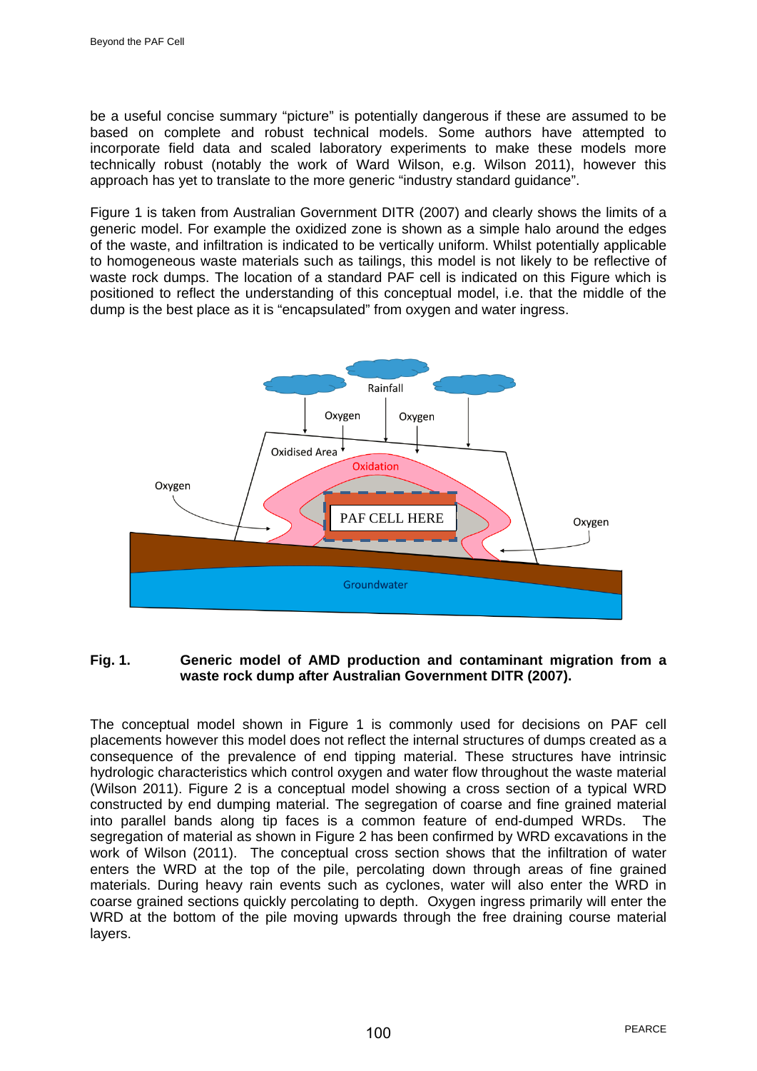be a useful concise summary "picture" is potentially dangerous if these are assumed to be based on complete and robust technical models. Some authors have attempted to incorporate field data and scaled laboratory experiments to make these models more technically robust (notably the work of Ward Wilson, e.g. Wilson 2011), however this approach has yet to translate to the more generic "industry standard guidance".

Figure 1 is taken from Australian Government DITR (2007) and clearly shows the limits of a generic model. For example the oxidized zone is shown as a simple halo around the edges of the waste, and infiltration is indicated to be vertically uniform. Whilst potentially applicable to homogeneous waste materials such as tailings, this model is not likely to be reflective of waste rock dumps. The location of a standard PAF cell is indicated on this Figure which is positioned to reflect the understanding of this conceptual model, i.e. that the middle of the dump is the best place as it is "encapsulated" from oxygen and water ingress.

**Fig. 1.** **Generic model of AMD production and contaminant migration from a waste rock dump after Australian Government DITR (2007).**

The conceptual model shown in Figure 1 is commonly used for decisions on PAF cell placements however this model does not reflect the internal structures of dumps created as a consequence of the prevalence of end tipping material. These structures have intrinsic hydrologic characteristics which control oxygen and water flow throughout the waste material (Wilson 2011). Figure 2 is a conceptual model showing a cross section of a typical WRD constructed by end dumping material. The segregation of coarse and fine grained material into parallel bands along tip faces is a common feature of end-dumped WRDs. The segregation of material as shown in Figure 2 has been confirmed by WRD excavations in the work of Wilson (2011). The conceptual cross section shows that the infiltration of water enters the WRD at the top of the pile, percolating down through areas of fine grained materials. During heavy rain events such as cyclones, water will also enter the WRD in coarse grained sections quickly percolating to depth. Oxygen ingress primarily will enter the WRD at the bottom of the pile moving upwards through the free draining course material layers.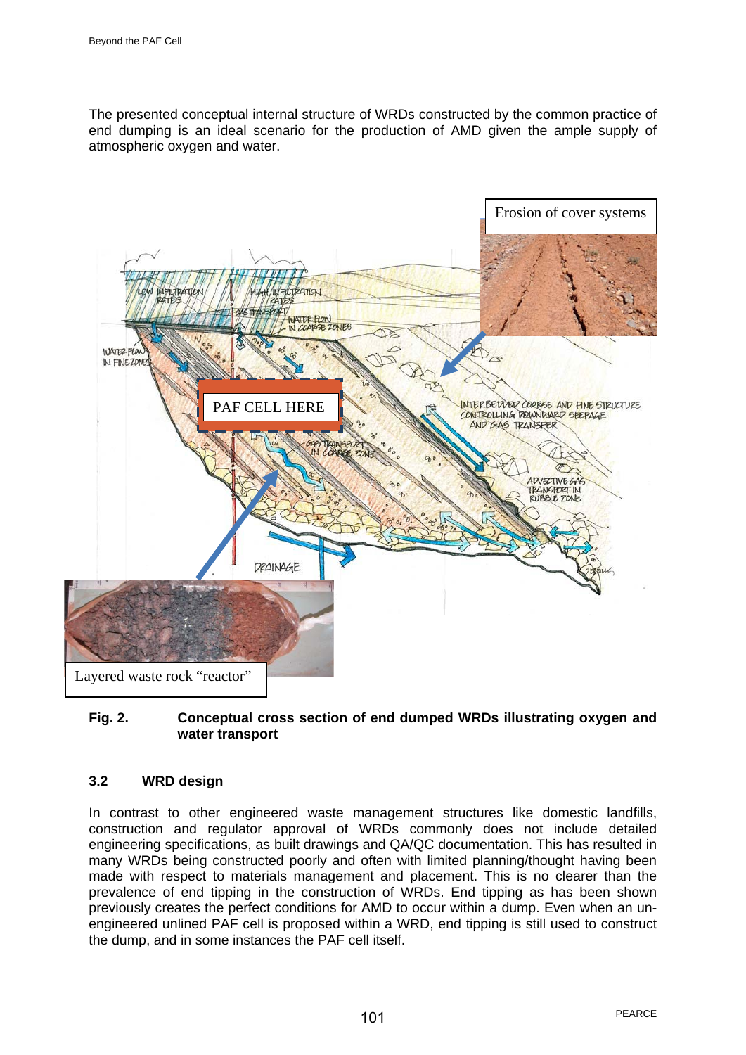The presented conceptual internal structure of WRDs constructed by the common practice of end dumping is an ideal scenario for the production of AMD given the ample supply of atmospheric oxygen and water.

**Fig. 2. Conceptual cross section of end dumped WRDs illustrating oxygen and water transport**

### 3.2 WRD design

In contrast to other engineered waste management structures like domestic landfills, construction and regulator approval of WRDs commonly does not include detailed engineering specifications, as built drawings and QA/QC documentation. This has resulted in many WRDs being constructed poorly and often with limited planning/thought having been made with respect to materials management and placement. This is no clearer than the prevalence of end tipping in the construction of WRDs. End tipping as has been shown previously creates the perfect conditions for AMD to occur within a dump. Even when an un-engineered unlined PAF cell is proposed within a WRD, end tipping is still used to construct the dump, and in some instances the PAF cell itself.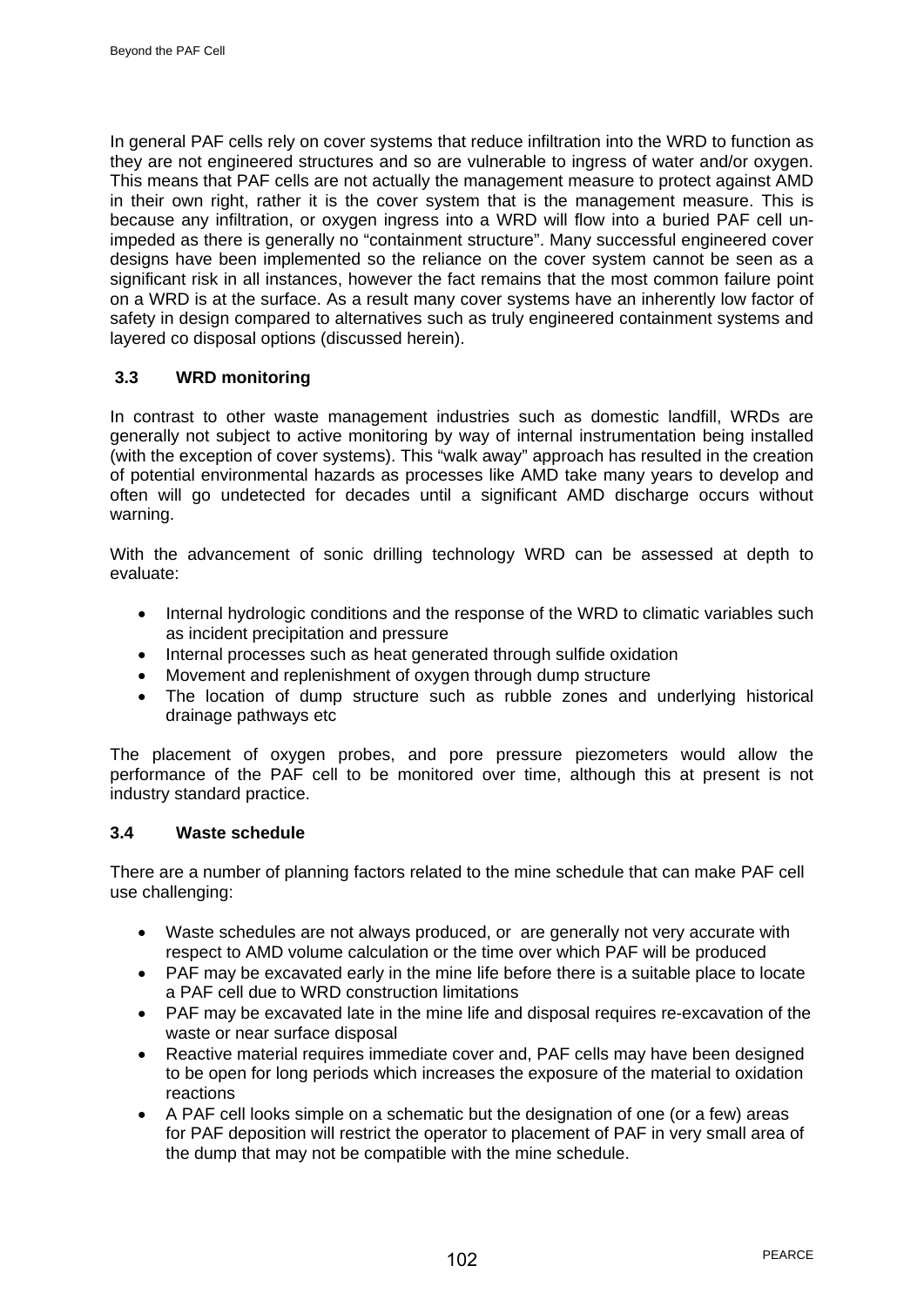In general PAF cells rely on cover systems that reduce infiltration into the WRD to function as they are not engineered structures and so are vulnerable to ingress of water and/or oxygen. This means that PAF cells are not actually the management measure to protect against AMD in their own right, rather it is the cover system that is the management measure. This is because any infiltration, or oxygen ingress into a WRD will flow into a buried PAF cell un-impeded as there is generally no "containment structure". Many successful engineered cover designs have been implemented so the reliance on the cover system cannot be seen as a significant risk in all instances, however the fact remains that the most common failure point on a WRD is at the surface. As a result many cover systems have an inherently low factor of safety in design compared to alternatives such as truly engineered containment systems and layered co disposal options (discussed herein).

## 3.3 WRD monitoring

In contrast to other waste management industries such as domestic landfill, WRDs are generally not subject to active monitoring by way of internal instrumentation being installed (with the exception of cover systems). This "walk away" approach has resulted in the creation of potential environmental hazards as processes like AMD take many years to develop and often will go undetected for decades until a significant AMD discharge occurs without warning.

With the advancement of sonic drilling technology WRD can be assessed at depth to evaluate:

- Internal hydrologic conditions and the response of the WRD to climatic variables such as incident precipitation and pressure
- Internal processes such as heat generated through sulfide oxidation
- Movement and replenishment of oxygen through dump structure
- The location of dump structure such as rubble zones and underlying historical drainage pathways etc

The placement of oxygen probes, and pore pressure piezometers would allow the performance of the PAF cell to be monitored over time, although this at present is not industry standard practice.

## 3.4 Waste schedule

There are a number of planning factors related to the mine schedule that can make PAF cell use challenging:

- Waste schedules are not always produced, or are generally not very accurate with respect to AMD volume calculation or the time over which PAF will be produced
- PAF may be excavated early in the mine life before there is a suitable place to locate a PAF cell due to WRD construction limitations
- PAF may be excavated late in the mine life and disposal requires re-excavation of the waste or near surface disposal
- Reactive material requires immediate cover and, PAF cells may have been designed to be open for long periods which increases the exposure of the material to oxidation reactions
- A PAF cell looks simple on a schematic but the designation of one (or a few) areas for PAF deposition will restrict the operator to placement of PAF in very small area of the dump that may not be compatible with the mine schedule.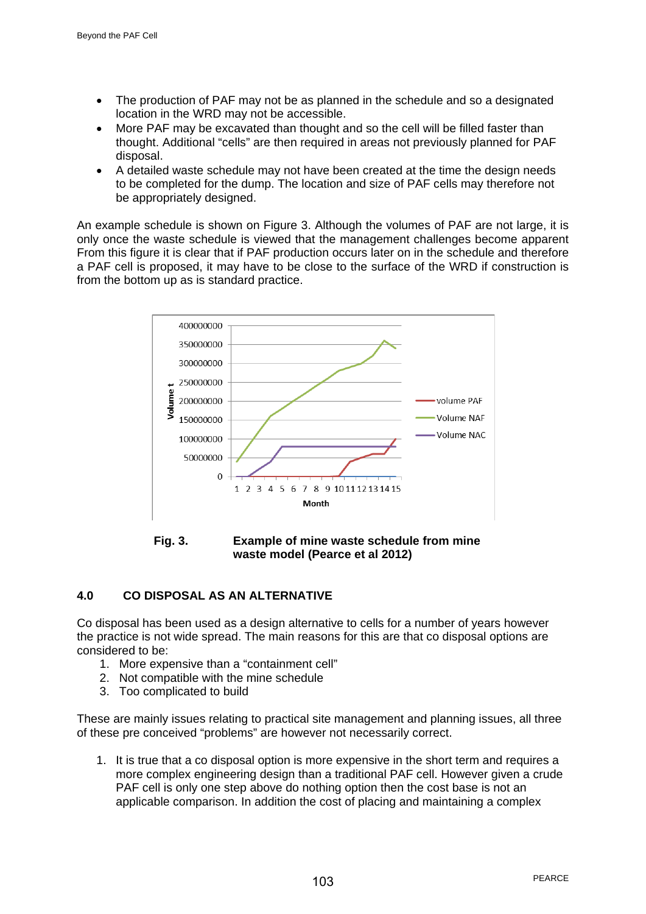- The production of PAF may not be as planned in the schedule and so a designated location in the WRD may not be accessible.
- More PAF may be excavated than thought and so the cell will be filled faster than thought. Additional "cells" are then required in areas not previously planned for PAF disposal.
- A detailed waste schedule may not have been created at the time the design needs to be completed for the dump. The location and size of PAF cells may therefore not be appropriately designed.

An example schedule is shown on Figure 3. Although the volumes of PAF are not large, it is only once the waste schedule is viewed that the management challenges become apparent From this figure it is clear that if PAF production occurs later on in the schedule and therefore a PAF cell is proposed, it may have to be close to the surface of the WRD if construction is from the bottom up as is standard practice.

**Fig. 3. Example of mine waste schedule from mine waste model (Pearce et al 2012)**

## 4.0 CO DISPOSAL AS AN ALTERNATIVE

Co disposal has been used as a design alternative to cells for a number of years however the practice is not wide spread. The main reasons for this are that co disposal options are considered to be:

1. More expensive than a "containment cell"
2. Not compatible with the mine schedule
3. Too complicated to build

These are mainly issues relating to practical site management and planning issues, all three of these pre conceived "problems" are however not necessarily correct.

1. It is true that a co disposal option is more expensive in the short term and requires a more complex engineering design than a traditional PAF cell. However given a crude PAF cell is only one step above do nothing option then the cost base is not an applicable comparison. In addition the cost of placing and maintaining a complex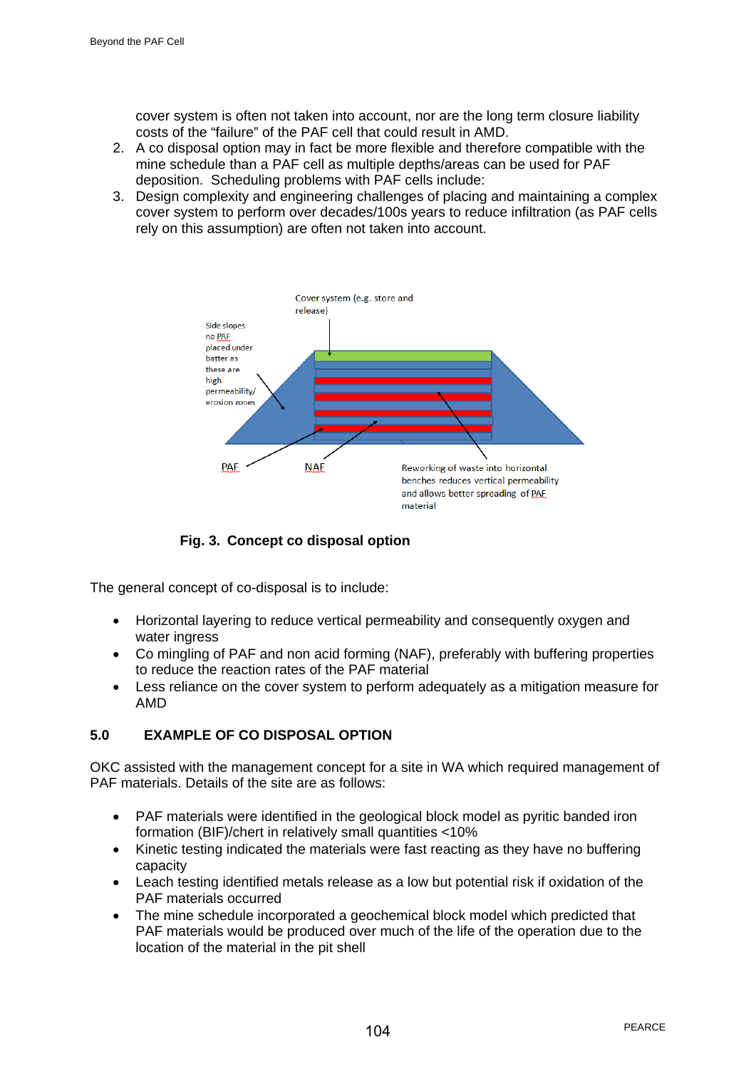cover system is often not taken into account, nor are the long term closure liability costs of the "failure" of the PAF cell that could result in AMD.

2. A co disposal option may in fact be more flexible and therefore compatible with the mine schedule than a PAF cell as multiple depths/areas can be used for PAF deposition. Scheduling problems with PAF cells include:
3. Design complexity and engineering challenges of placing and maintaining a complex cover system to perform over decades/100s years to reduce infiltration (as PAF cells rely on this assumption) are often not taken into account.

Cover system (e.g. store and release)

Side slopes no PAF placed under batter as these are high permeability/ erosion zones

PAF

NAF

Reworking of waste into horizontal benches reduces vertical permeability and allows better spreading of PAF material

**Fig. 3. Concept co disposal option**

The general concept of co-disposal is to include:

- Horizontal layering to reduce vertical permeability and consequently oxygen and water ingress
- Co mingling of PAF and non acid forming (NAF), preferably with buffering properties to reduce the reaction rates of the PAF material
- Less reliance on the cover system to perform adequately as a mitigation measure for AMD

## 5.0 EXAMPLE OF CO DISPOSAL OPTION

OKC assisted with the management concept for a site in WA which required management of PAF materials. Details of the site are as follows:

- PAF materials were identified in the geological block model as pyritic banded iron formation (BIF)/chert in relatively small quantities <10%
- Kinetic testing indicated the materials were fast reacting as they have no buffering capacity
- Leach testing identified metals release as a low but potential risk if oxidation of the PAF materials occurred
- The mine schedule incorporated a geochemical block model which predicted that PAF materials would be produced over much of the life of the operation due to the location of the material in the pit shell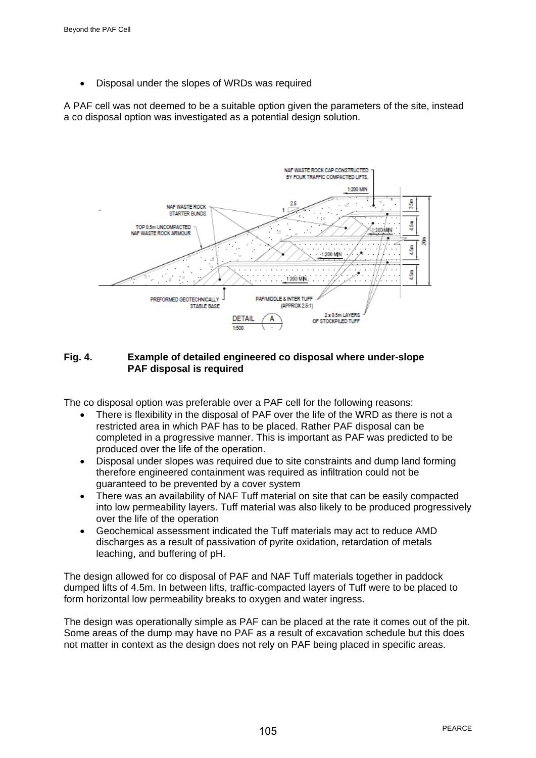- Disposal under the slopes of WRDs was required

A PAF cell was not deemed to be a suitable option given the parameters of the site, instead a co disposal option was investigated as a potential design solution.

**Fig. 4. Example of detailed engineered co disposal where under-slope PAF disposal is required**

The co disposal option was preferable over a PAF cell for the following reasons:

- There is flexibility in the disposal of PAF over the life of the WRD as there is not a restricted area in which PAF has to be placed. Rather PAF disposal can be completed in a progressive manner. This is important as PAF was predicted to be produced over the life of the operation.
- Disposal under slopes was required due to site constraints and dump land forming therefore engineered containment was required as infiltration could not be guaranteed to be prevented by a cover system
- There was an availability of NAF Tuff material on site that can be easily compacted into low permeability layers. Tuff material was also likely to be produced progressively over the life of the operation
- Geochemical assessment indicated the Tuff materials may act to reduce AMD discharges as a result of passivation of pyrite oxidation, retardation of metals leaching, and buffering of pH.

The design allowed for co disposal of PAF and NAF Tuff materials together in paddock dumped lifts of 4.5m. In between lifts, traffic-compacted layers of Tuff were to be placed to form horizontal low permeability breaks to oxygen and water ingress.

The design was operationally simple as PAF can be placed at the rate it comes out of the pit. Some areas of the dump may have no PAF as a result of excavation schedule but this does not matter in context as the design does not rely on PAF being placed in specific areas.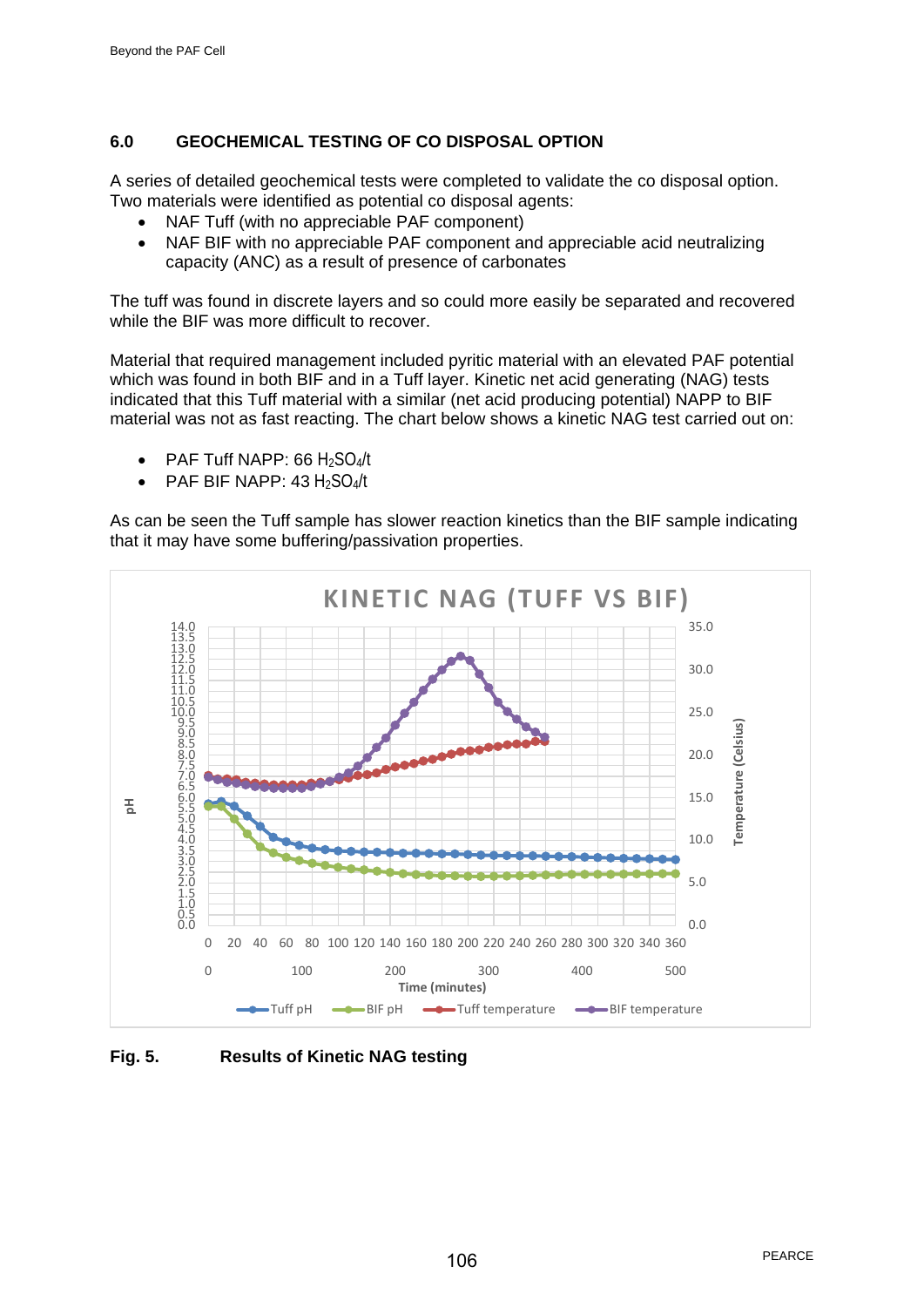## 6.0 GEOCHEMICAL TESTING OF CO DISPOSAL OPTION

A series of detailed geochemical tests were completed to validate the co disposal option. Two materials were identified as potential co disposal agents:

- NAF Tuff (with no appreciable PAF component)
- NAF BIF with no appreciable PAF component and appreciable acid neutralizing capacity (ANC) as a result of presence of carbonates

The tuff was found in discrete layers and so could more easily be separated and recovered while the BIF was more difficult to recover.

Material that required management included pyritic material with an elevated PAF potential which was found in both BIF and in a Tuff layer. Kinetic net acid generating (NAG) tests indicated that this Tuff material with a similar (net acid producing potential) NAPP to BIF material was not as fast reacting. The chart below shows a kinetic NAG test carried out on:

- PAF Tuff NAPP: 66 $H_2SO_4$/t
- PAF BIF NAPP: 43 $H_2SO_4$/t

As can be seen the Tuff sample has slower reaction kinetics than the BIF sample indicating that it may have some buffering/passivation properties.

**Fig. 5. Results of Kinetic NAG testing**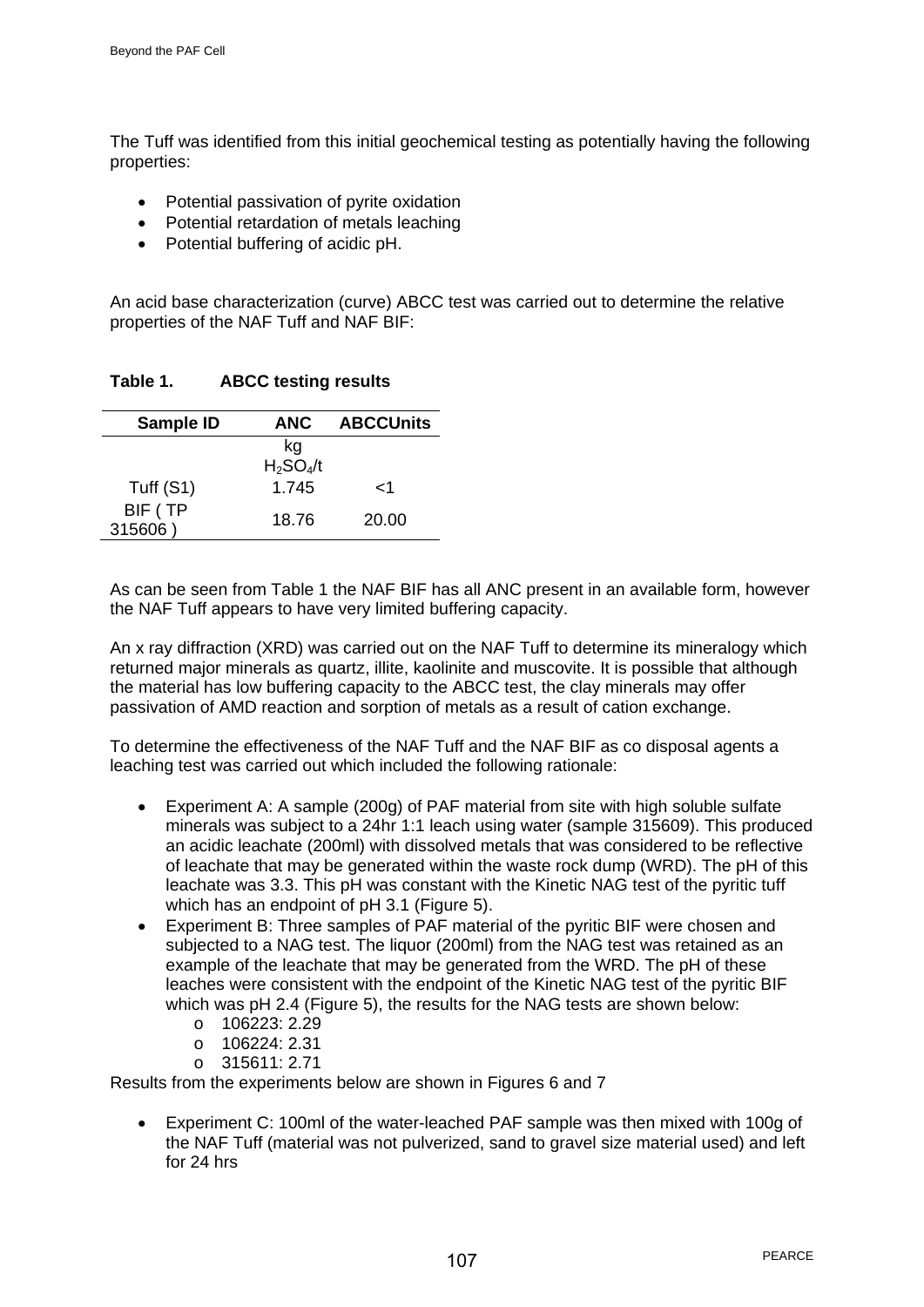The Tuff was identified from this initial geochemical testing as potentially having the following properties:

- Potential passivation of pyrite oxidation
- Potential retardation of metals leaching
- Potential buffering of acidic pH.

An acid base characterization (curve) ABCC test was carried out to determine the relative properties of the NAF Tuff and NAF BIF:

**Table 1. ABCC testing results**

| Sample ID | ANC | ABCCUnits |
|---|---|---|
| | kg $H_2SO_4$/t | |
| Tuff (S1) | 1.745 | <1 |
| BIF ( TP 315606 ) | 18.76 | 20.00 |

As can be seen from Table 1 the NAF BIF has all ANC present in an available form, however the NAF Tuff appears to have very limited buffering capacity.

An x ray diffraction (XRD) was carried out on the NAF Tuff to determine its mineralogy which returned major minerals as quartz, illite, kaolinite and muscovite. It is possible that although the material has low buffering capacity to the ABCC test, the clay minerals may offer passivation of AMD reaction and sorption of metals as a result of cation exchange.

To determine the effectiveness of the NAF Tuff and the NAF BIF as co disposal agents a leaching test was carried out which included the following rationale:

- Experiment A: A sample (200g) of PAF material from site with high soluble sulfate minerals was subject to a 24hr 1:1 leach using water (sample 315609). This produced an acidic leachate (200ml) with dissolved metals that was considered to be reflective of leachate that may be generated within the waste rock dump (WRD). The pH of this leachate was 3.3. This pH was constant with the Kinetic NAG test of the pyritic tuff which has an endpoint of pH 3.1 (Figure 5).
- Experiment B: Three samples of PAF material of the pyritic BIF were chosen and subjected to a NAG test. The liquor (200ml) from the NAG test was retained as an example of the leachate that may be generated from the WRD. The pH of these leaches were consistent with the endpoint of the Kinetic NAG test of the pyritic BIF which was pH 2.4 (Figure 5), the results for the NAG tests are shown below:
  - 106223: 2.29
  - 106224: 2.31
  - 315611: 2.71

Results from the experiments below are shown in Figures 6 and 7

- Experiment C: 100ml of the water-leached PAF sample was then mixed with 100g of the NAF Tuff (material was not pulverized, sand to gravel size material used) and left for 24 hrs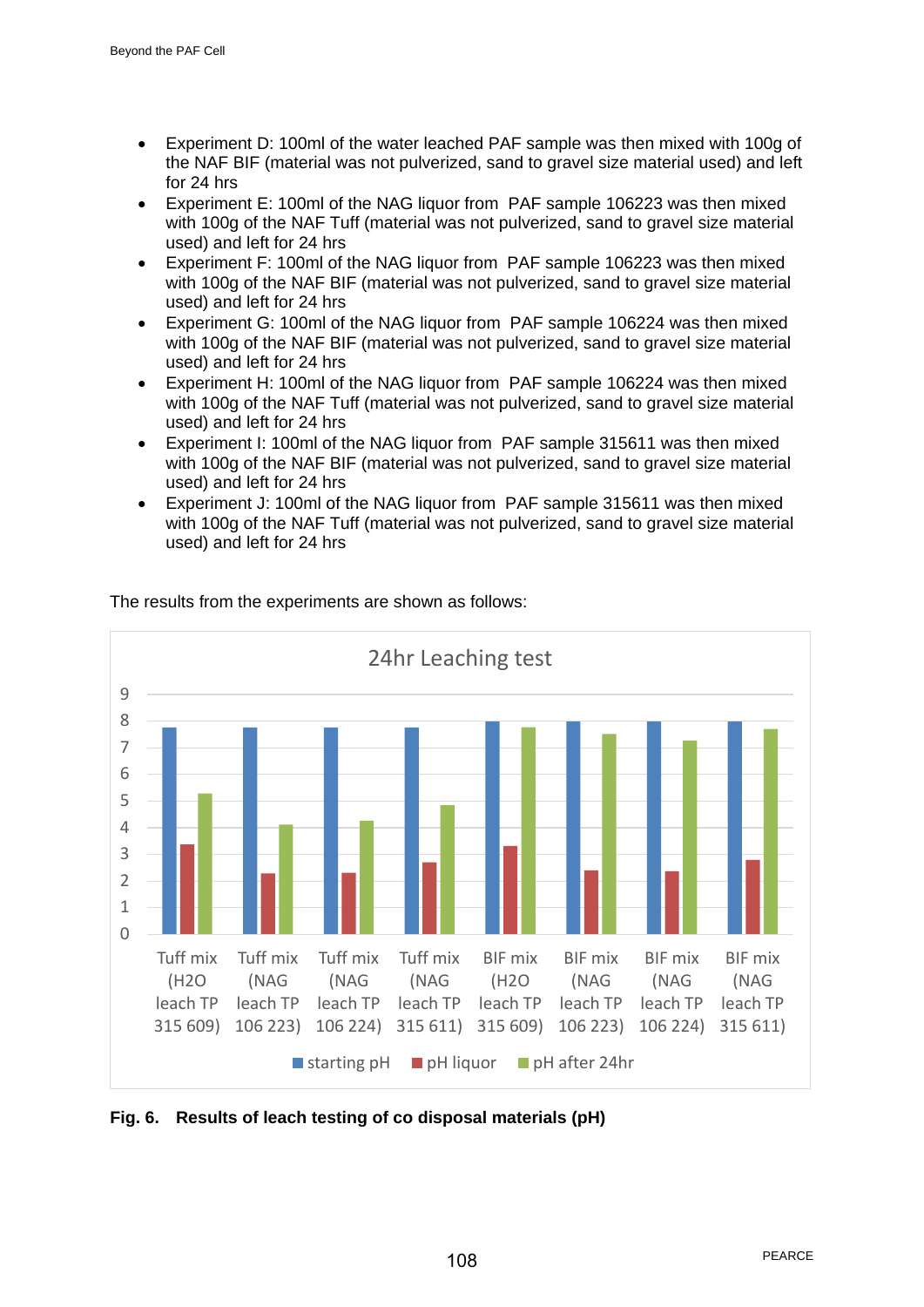- Experiment D: 100ml of the water leached PAF sample was then mixed with 100g of the NAF BIF (material was not pulverized, sand to gravel size material used) and left for 24 hrs
- Experiment E: 100ml of the NAG liquor from PAF sample 106223 was then mixed with 100g of the NAF Tuff (material was not pulverized, sand to gravel size material used) and left for 24 hrs
- Experiment F: 100ml of the NAG liquor from PAF sample 106223 was then mixed with 100g of the NAF BIF (material was not pulverized, sand to gravel size material used) and left for 24 hrs
- Experiment G: 100ml of the NAG liquor from PAF sample 106224 was then mixed with 100g of the NAF BIF (material was not pulverized, sand to gravel size material used) and left for 24 hrs
- Experiment H: 100ml of the NAG liquor from PAF sample 106224 was then mixed with 100g of the NAF Tuff (material was not pulverized, sand to gravel size material used) and left for 24 hrs
- Experiment I: 100ml of the NAG liquor from PAF sample 315611 was then mixed with 100g of the NAF BIF (material was not pulverized, sand to gravel size material used) and left for 24 hrs
- Experiment J: 100ml of the NAG liquor from PAF sample 315611 was then mixed with 100g of the NAF Tuff (material was not pulverized, sand to gravel size material used) and left for 24 hrs

The results from the experiments are shown as follows:

**Fig. 6. Results of leach testing of co disposal materials (pH)**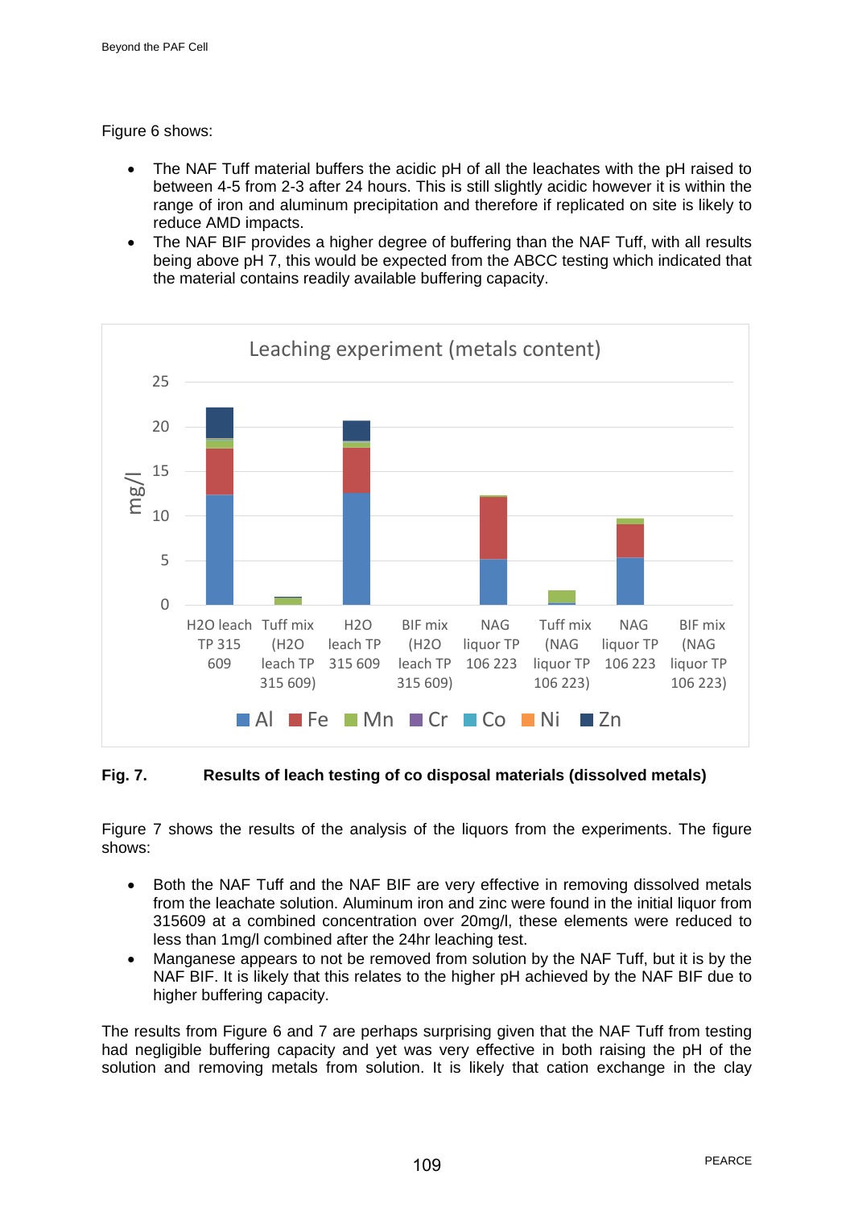Figure 6 shows:

- The NAF Tuff material buffers the acidic pH of all the leachates with the pH raised to between 4-5 from 2-3 after 24 hours. This is still slightly acidic however it is within the range of iron and aluminum precipitation and therefore if replicated on site is likely to reduce AMD impacts.
- The NAF BIF provides a higher degree of buffering than the NAF Tuff, with all results being above pH 7, this would be expected from the ABCC testing which indicated that the material contains readily available buffering capacity.

**Fig. 7. Results of leach testing of co disposal materials (dissolved metals)**

Figure 7 shows the results of the analysis of the liquors from the experiments. The figure shows:

- Both the NAF Tuff and the NAF BIF are very effective in removing dissolved metals from the leachate solution. Aluminum iron and zinc were found in the initial liquor from 315609 at a combined concentration over 20mg/l, these elements were reduced to less than 1mg/l combined after the 24hr leaching test.
- Manganese appears to not be removed from solution by the NAF Tuff, but it is by the NAF BIF. It is likely that this relates to the higher pH achieved by the NAF BIF due to higher buffering capacity.

The results from Figure 6 and 7 are perhaps surprising given that the NAF Tuff from testing had negligible buffering capacity and yet was very effective in both raising the pH of the solution and removing metals from solution. It is likely that cation exchange in the clay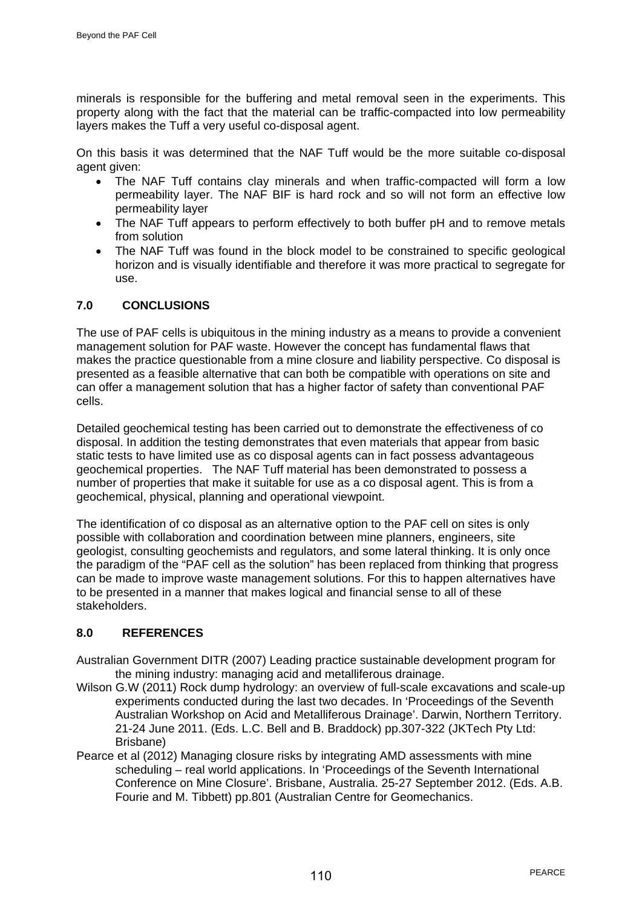minerals is responsible for the buffering and metal removal seen in the experiments. This property along with the fact that the material can be traffic-compacted into low permeability layers makes the Tuff a very useful co-disposal agent.

On this basis it was determined that the NAF Tuff would be the more suitable co-disposal agent given:

- The NAF Tuff contains clay minerals and when traffic-compacted will form a low permeability layer. The NAF BIF is hard rock and so will not form an effective low permeability layer
- The NAF Tuff appears to perform effectively to both buffer pH and to remove metals from solution
- The NAF Tuff was found in the block model to be constrained to specific geological horizon and is visually identifiable and therefore it was more practical to segregate for use.

## 7.0 CONCLUSIONS

The use of PAF cells is ubiquitous in the mining industry as a means to provide a convenient management solution for PAF waste. However the concept has fundamental flaws that makes the practice questionable from a mine closure and liability perspective. Co disposal is presented as a feasible alternative that can both be compatible with operations on site and can offer a management solution that has a higher factor of safety than conventional PAF cells.

Detailed geochemical testing has been carried out to demonstrate the effectiveness of co disposal. In addition the testing demonstrates that even materials that appear from basic static tests to have limited use as co disposal agents can in fact possess advantageous geochemical properties. The NAF Tuff material has been demonstrated to possess a number of properties that make it suitable for use as a co disposal agent. This is from a geochemical, physical, planning and operational viewpoint.

The identification of co disposal as an alternative option to the PAF cell on sites is only possible with collaboration and coordination between mine planners, engineers, site geologist, consulting geochemists and regulators, and some lateral thinking. It is only once the paradigm of the "PAF cell as the solution" has been replaced from thinking that progress can be made to improve waste management solutions. For this to happen alternatives have to be presented in a manner that makes logical and financial sense to all of these stakeholders.

## 8.0 REFERENCES

Australian Government DITR (2007) Leading practice sustainable development program for the mining industry: managing acid and metalliferous drainage.

Wilson G.W (2011) Rock dump hydrology: an overview of full-scale excavations and scale-up experiments conducted during the last two decades. In 'Proceedings of the Seventh Australian Workshop on Acid and Metalliferous Drainage'. Darwin, Northern Territory. 21-24 June 2011. (Eds. L.C. Bell and B. Braddock) pp.307-322 (JKTech Pty Ltd: Brisbane)

Pearce et al (2012) Managing closure risks by integrating AMD assessments with mine scheduling – real world applications. In 'Proceedings of the Seventh International Conference on Mine Closure'. Brisbane, Australia. 25-27 September 2012. (Eds. A.B. Fourie and M. Tibbett) pp.801 (Australian Centre for Geomechanics.